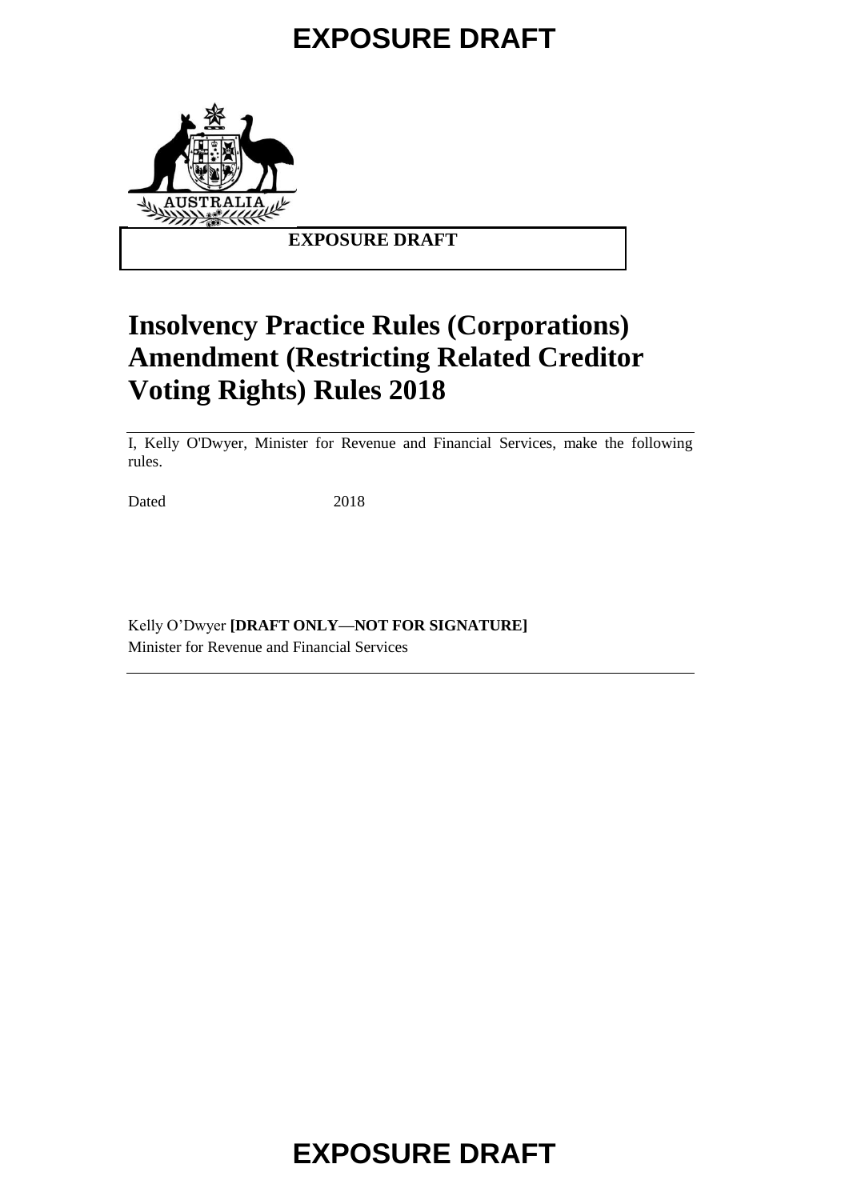EXPOSURE DRAFT

# Insolvency Practice Rules (Corporations) Amendment (Restricting Related Creditor Voting Rights) Rules 2018

I, Kelly O'Dwyer, Minister for Revenue and Financial Services, make the following rules.

Dated 2018

Kelly O'Dwyer **[DRAFT ONLY—NOT FOR SIGNATURE]**
Minister for Revenue and Financial Services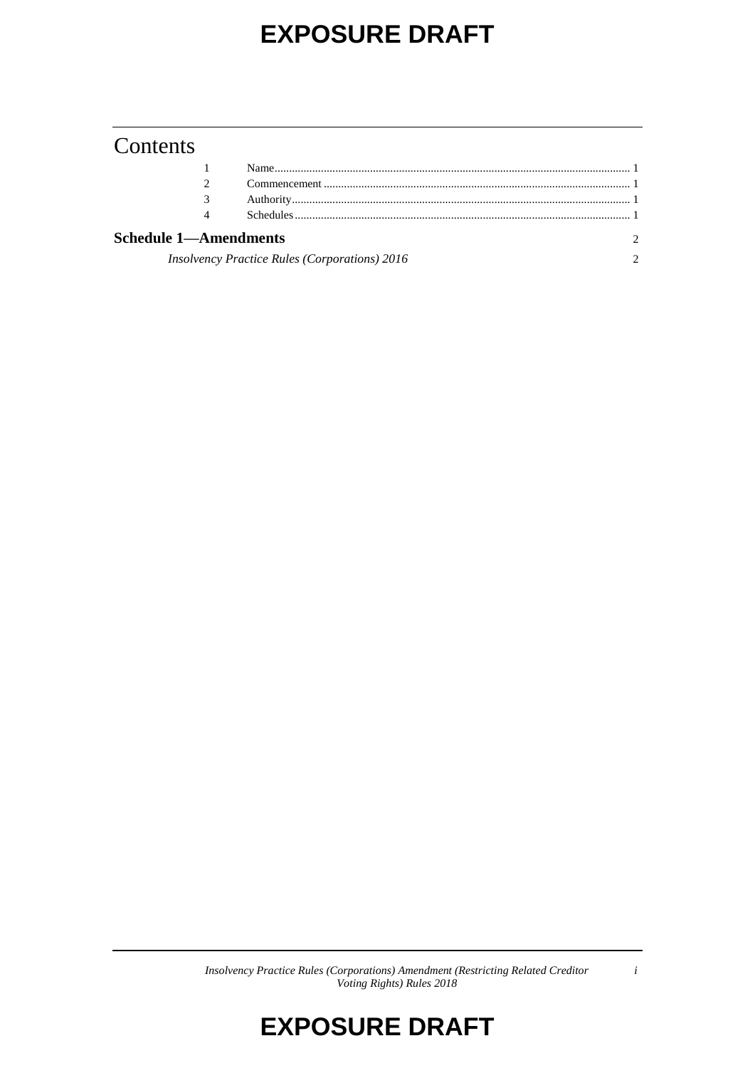# Contents

| | | |
|---|---|---|
| 1 | Name | 1 |
| 2 | Commencement | 1 |
| 3 | Authority | 1 |
| 4 | Schedules | 1 |

**Schedule 1—Amendments** 2

*Insolvency Practice Rules (Corporations) 2016* 2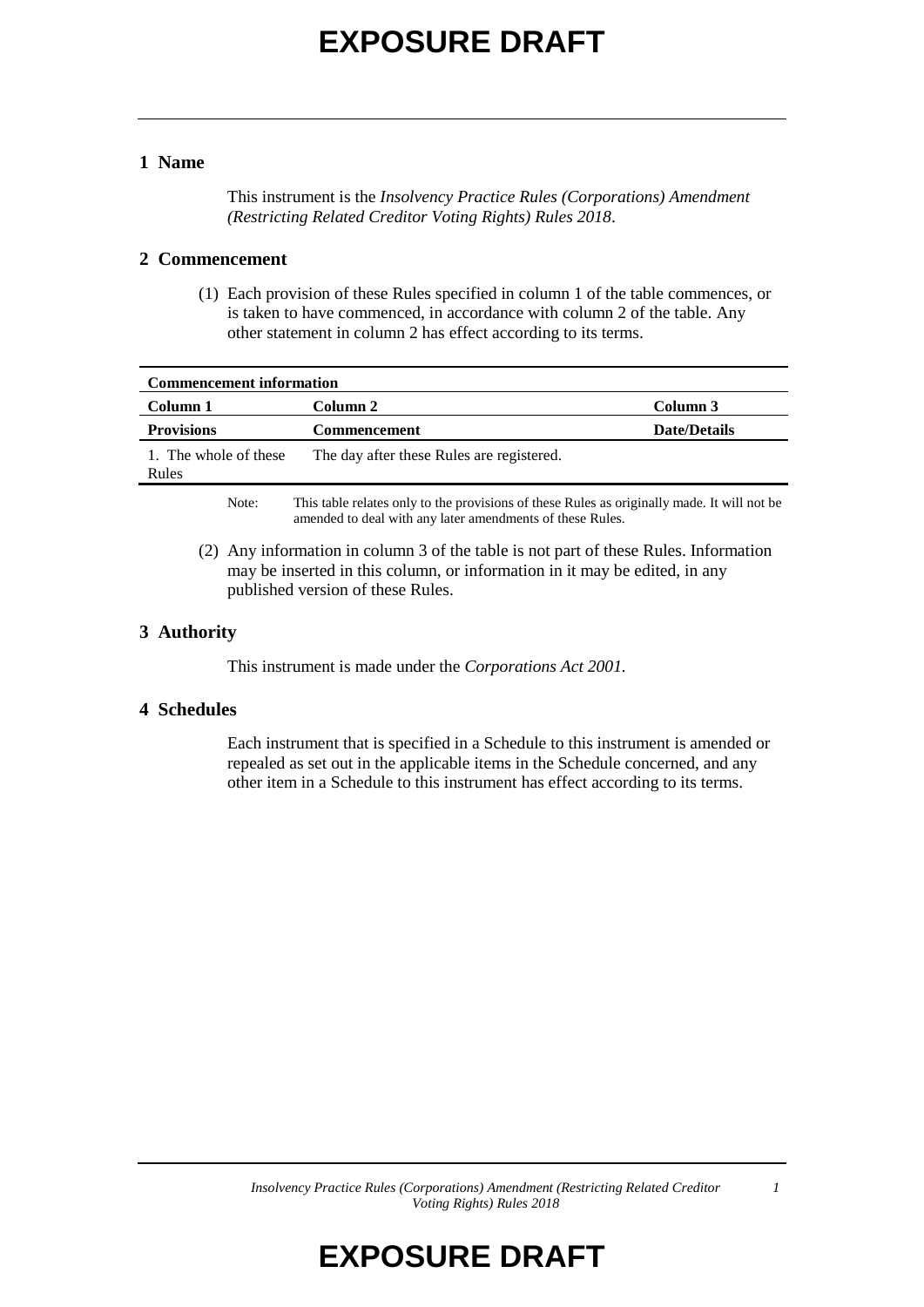## 1 Name

This instrument is the *Insolvency Practice Rules (Corporations) Amendment (Restricting Related Creditor Voting Rights) Rules 2018*.

## 2 Commencement

(1) Each provision of these Rules specified in column 1 of the table commences, or is taken to have commenced, in accordance with column 2 of the table. Any other statement in column 2 has effect according to its terms.

| **Commencement information** | | |
|---|---|---|
| **Column 1** | **Column 2** | **Column 3** |
| **Provisions** | **Commencement** | **Date/Details** |
| 1. The whole of these Rules | The day after these Rules are registered. | |

Note: This table relates only to the provisions of these Rules as originally made. It will not be amended to deal with any later amendments of these Rules.

(2) Any information in column 3 of the table is not part of these Rules. Information may be inserted in this column, or information in it may be edited, in any published version of these Rules.

## 3 Authority

This instrument is made under the *Corporations Act 2001*.

## 4 Schedules

Each instrument that is specified in a Schedule to this instrument is amended or repealed as set out in the applicable items in the Schedule concerned, and any other item in a Schedule to this instrument has effect according to its terms.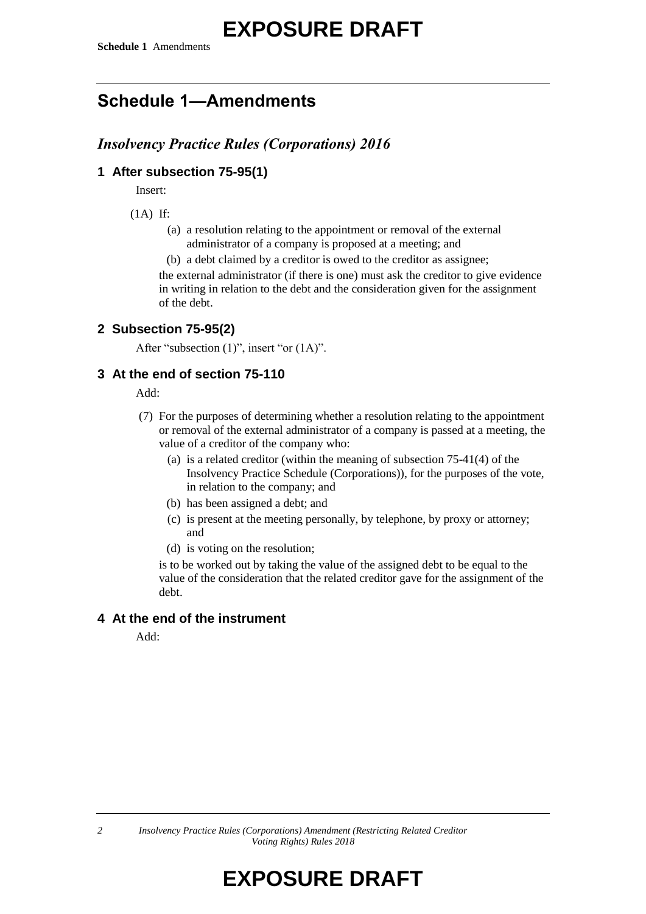# Schedule 1—Amendments

## *Insolvency Practice Rules (Corporations) 2016*

### 1 After subsection 75-95(1)

Insert:

(1A) If:

(a) a resolution relating to the appointment or removal of the external administrator of a company is proposed at a meeting; and

(b) a debt claimed by a creditor is owed to the creditor as assignee;

the external administrator (if there is one) must ask the creditor to give evidence in writing in relation to the debt and the consideration given for the assignment of the debt.

### 2 Subsection 75-95(2)

After "subsection (1)", insert "or (1A)".

### 3 At the end of section 75-110

Add:

(7) For the purposes of determining whether a resolution relating to the appointment or removal of the external administrator of a company is passed at a meeting, the value of a creditor of the company who:

(a) is a related creditor (within the meaning of subsection 75-41(4) of the Insolvency Practice Schedule (Corporations)), for the purposes of the vote, in relation to the company; and

(b) has been assigned a debt; and

(c) is present at the meeting personally, by telephone, by proxy or attorney; and

(d) is voting on the resolution;

is to be worked out by taking the value of the assigned debt to be equal to the value of the consideration that the related creditor gave for the assignment of the debt.

### 4 At the end of the instrument

Add: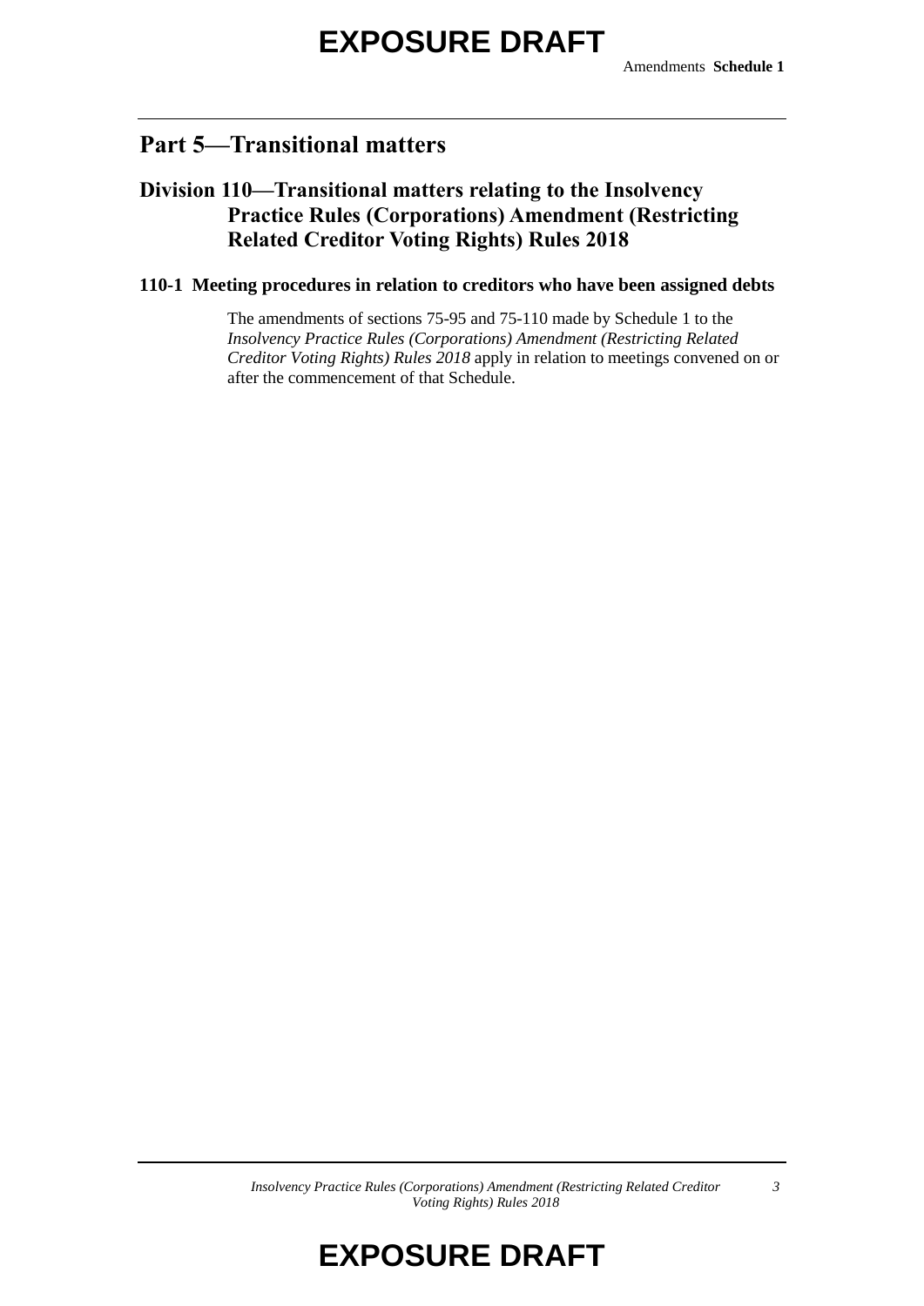## Part 5—Transitional matters

### Division 110—Transitional matters relating to the Insolvency Practice Rules (Corporations) Amendment (Restricting Related Creditor Voting Rights) Rules 2018

#### 110-1 Meeting procedures in relation to creditors who have been assigned debts

The amendments of sections 75-95 and 75-110 made by Schedule 1 to the *Insolvency Practice Rules (Corporations) Amendment (Restricting Related Creditor Voting Rights) Rules 2018* apply in relation to meetings convened on or after the commencement of that Schedule.